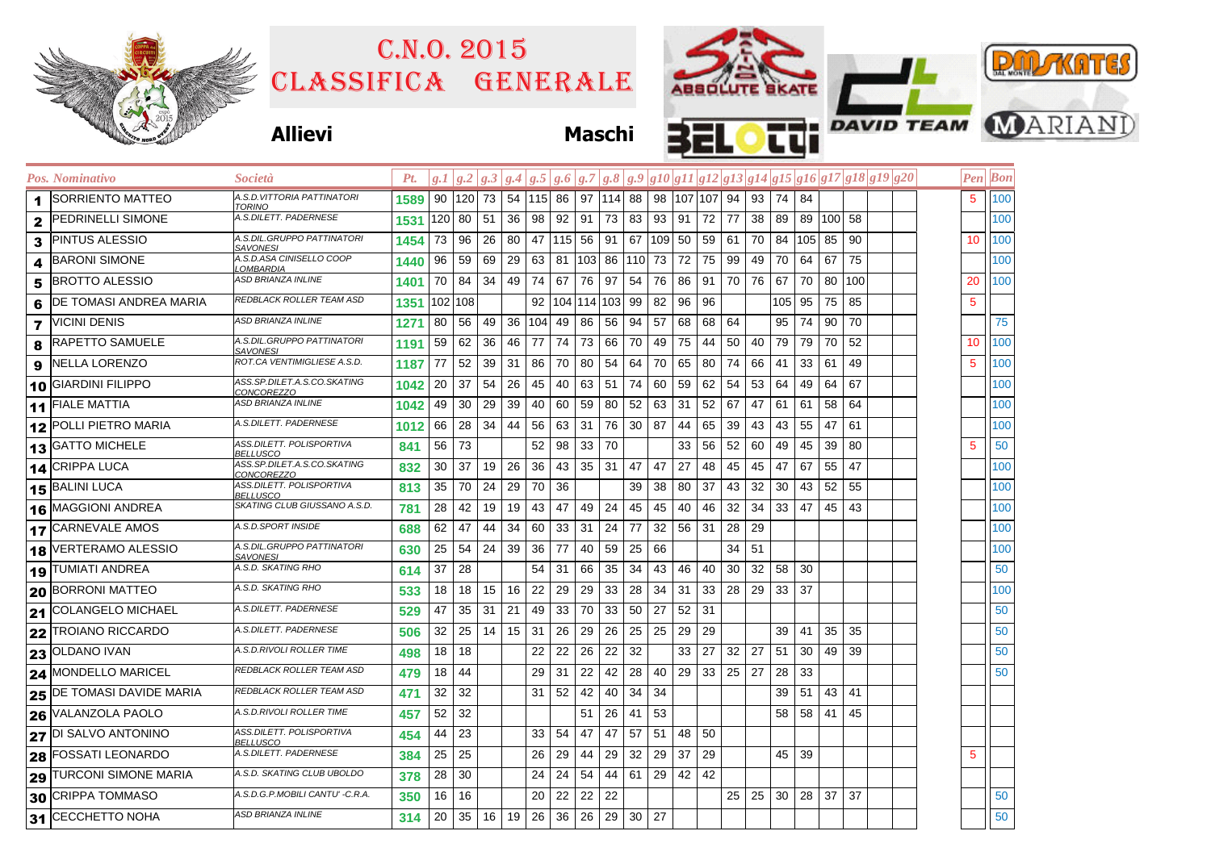# C.N.O. 2015
# CLASSIFICA GENERALE

**Allievi** **Maschi**

| Pos. | Nominativo | Società | Pt. | g.1 | g.2 | g.3 | g.4 | g.5 | g.6 | g.7 | g.8 | g.9 | g10 | g11 | g12 | g13 | g14 | g15 | g16 | g17 | g18 | g19 | g20 | Pen | Bon |
|---|---|---|---|---|---|---|---|---|---|---|---|---|---|---|---|---|---|---|---|---|---|---|---|---|---|
| 1 | SORRIENTO MATTEO | A.S.D.VITTORIA PATTINATORI TORINO | 1589 | 90 | 120 | 73 | 54 | 115 | 86 | 97 | 114 | 88 | 98 | 107 | 107 | 94 | 93 | 74 | 84 | | | | | 5 | 100 |
| 2 | PEDRINELLI SIMONE | A.S.DILETT. PADERNESE | 1531 | 120 | 80 | 51 | 36 | 98 | 92 | 91 | 73 | 83 | 93 | 91 | 72 | 77 | 38 | 89 | 89 | 100 | 58 | | | | 100 |
| 3 | PINTUS ALESSIO | A.S.DIL.GRUPPO PATTINATORI SAVONESI | 1454 | 73 | 96 | 26 | 80 | 47 | 115 | 56 | 91 | 67 | 109 | 50 | 59 | 61 | 70 | 84 | 105 | 85 | 90 | | | 10 | 100 |
| 4 | BARONI SIMONE | A.S.D.ASA CINISELLO COOP LOMBARDIA | 1440 | 96 | 59 | 69 | 29 | 63 | 81 | 103 | 86 | 110 | 73 | 72 | 75 | 99 | 49 | 70 | 64 | 67 | 75 | | | | 100 |
| 5 | BROTTO ALESSIO | ASD BRIANZA INLINE | 1401 | 70 | 84 | 34 | 49 | 74 | 67 | 76 | 97 | 54 | 76 | 86 | 91 | 70 | 76 | 67 | 70 | 80 | 100 | | | 20 | 100 |
| 6 | DE TOMASI ANDREA MARIA | REDBLACK ROLLER TEAM ASD | 1351 | 102 | 108 | | | 92 | 104 | 114 | 103 | 99 | 82 | 96 | 96 | | | 105 | 95 | 75 | 85 | | | 5 | |
| 7 | VICINI DENIS | ASD BRIANZA INLINE | 1271 | 80 | 56 | 49 | 36 | 104 | 49 | 86 | 56 | 94 | 57 | 68 | 68 | 64 | | 95 | 74 | 90 | 70 | | | | 75 |
| 8 | RAPETTO SAMUELE | A.S.DIL.GRUPPO PATTINATORI SAVONESI | 1191 | 59 | 62 | 36 | 46 | 77 | 74 | 73 | 66 | 70 | 49 | 75 | 44 | 50 | 40 | 79 | 79 | 70 | 52 | | | 10 | 100 |
| 9 | NELLA LORENZO | ROT.CA VENTIMIGLIESE A.S.D. | 1187 | 77 | 52 | 39 | 31 | 86 | 70 | 80 | 54 | 64 | 70 | 65 | 80 | 74 | 66 | 41 | 33 | 61 | 49 | | | 5 | 100 |
| 10 | GIARDINI FILIPPO | ASS.SP.DILET.A.S.CO.SKATING CONCOREZZO | 1042 | 20 | 37 | 54 | 26 | 45 | 40 | 63 | 51 | 74 | 60 | 59 | 62 | 54 | 53 | 64 | 49 | 64 | 67 | | | | 100 |
| 11 | FIALE MATTIA | ASD BRIANZA INLINE | 1042 | 49 | 30 | 29 | 39 | 40 | 60 | 59 | 80 | 52 | 63 | 31 | 52 | 67 | 47 | 61 | 61 | 58 | 64 | | | | 100 |
| 12 | POLLI PIETRO MARIA | A.S.DILETT. PADERNESE | 1012 | 66 | 28 | 34 | 44 | 56 | 63 | 31 | 76 | 30 | 87 | 44 | 65 | 39 | 43 | 43 | 55 | 47 | 61 | | | | 100 |
| 13 | GATTO MICHELE | ASS.DILETT. POLISPORTIVA BELLUSCO | 841 | 56 | 73 | | | 52 | 98 | 33 | 70 | | | 33 | 56 | 52 | 60 | 49 | 45 | 39 | 80 | | | 5 | 50 |
| 14 | CRIPPA LUCA | ASS.SP.DILET.A.S.CO.SKATING CONCOREZZO | 832 | 30 | 37 | 19 | 26 | 36 | 43 | 35 | 31 | 47 | 47 | 27 | 48 | 45 | 45 | 47 | 67 | 55 | 47 | | | | 100 |
| 15 | BALINI LUCA | ASS.DILETT. POLISPORTIVA BELLUSCO | 813 | 35 | 70 | 24 | 29 | 70 | 36 | | | 39 | 38 | 80 | 37 | 43 | 32 | 30 | 43 | 52 | 55 | | | | 100 |
| 16 | MAGGIONI ANDREA | SKATING CLUB GIUSSANO A.S.D. | 781 | 28 | 42 | 19 | 19 | 43 | 47 | 49 | 24 | 45 | 45 | 40 | 46 | 32 | 34 | 33 | 47 | 45 | 43 | | | | 100 |
| 17 | CARNEVALE AMOS | A.S.D.SPORT INSIDE | 688 | 62 | 47 | 44 | 34 | 60 | 33 | 31 | 24 | 77 | 32 | 56 | 31 | 28 | 29 | | | | | | | | 100 |
| 18 | VERTERAMO ALESSIO | A.S.DIL.GRUPPO PATTINATORI SAVONESI | 630 | 25 | 54 | 24 | 39 | 36 | 77 | 40 | 59 | 25 | 66 | | | 34 | 51 | | | | | | | | 100 |
| 19 | TUMIATI ANDREA | A.S.D. SKATING RHO | 614 | 37 | 28 | | | 54 | 31 | 66 | 35 | 34 | 43 | 46 | 40 | 30 | 32 | 58 | 30 | | | | | | 50 |
| 20 | BORRONI MATTEO | A.S.D. SKATING RHO | 533 | 18 | 18 | 15 | 16 | 22 | 29 | 29 | 33 | 28 | 34 | 31 | 33 | 28 | 29 | 33 | 37 | | | | | | 100 |
| 21 | COLANGELO MICHAEL | A.S.DILETT. PADERNESE | 529 | 47 | 35 | 31 | 21 | 49 | 33 | 70 | 33 | 50 | 27 | 52 | 31 | | | | | | | | | | 50 |
| 22 | TROIANO RICCARDO | A.S.DILETT. PADERNESE | 506 | 32 | 25 | 14 | 15 | 31 | 26 | 29 | 26 | 25 | 25 | 29 | 29 | | | 39 | 41 | 35 | 35 | | | | 50 |
| 23 | OLDANO IVAN | A.S.D.RIVOLI ROLLER TIME | 498 | 18 | 18 | | | 22 | 22 | 26 | 22 | 32 | | 33 | 27 | 32 | 27 | 51 | 30 | 49 | 39 | | | | 50 |
| 24 | MONDELLO MARICEL | REDBLACK ROLLER TEAM ASD | 479 | 18 | 44 | | | 29 | 31 | 22 | 42 | 28 | 40 | 29 | 33 | 25 | 27 | 28 | 33 | | | | | | 50 |
| 25 | DE TOMASI DAVIDE MARIA | REDBLACK ROLLER TEAM ASD | 471 | 32 | 32 | | | 31 | 52 | 42 | 40 | 34 | 34 | | | | | 39 | 51 | 43 | 41 | | | | |
| 26 | VALANZOLA PAOLO | A.S.D.RIVOLI ROLLER TIME | 457 | 52 | 32 | | | | | 51 | 26 | 41 | 53 | | | | | 58 | 58 | 41 | 45 | | | | |
| 27 | DI SALVO ANTONINO | ASS.DILETT. POLISPORTIVA BELLUSCO | 454 | 44 | 23 | | | 33 | 54 | 47 | 47 | 57 | 51 | 48 | 50 | | | | | | | | | | |
| 28 | FOSSATI LEONARDO | A.S.DILETT. PADERNESE | 384 | 25 | 25 | | | 26 | 29 | 44 | 29 | 32 | 29 | 37 | 29 | | | 45 | 39 | | | | | 5 | |
| 29 | TURCONI SIMONE MARIA | A.S.D. SKATING CLUB UBOLDO | 378 | 28 | 30 | | | 24 | 24 | 54 | 44 | 61 | 29 | 42 | 42 | | | | | | | | | | |
| 30 | CRIPPA TOMMASO | A.S.D.G.P.MOBILI CANTU' -C.R.A. | 350 | 16 | 16 | | | 20 | 22 | 22 | 22 | | | | | 25 | 25 | 30 | 28 | 37 | 37 | | | | 50 |
| 31 | CECCHETTO NOHA | ASD BRIANZA INLINE | 314 | 20 | 35 | 16 | 19 | 26 | 36 | 26 | 29 | 30 | 27 | | | | | | | | | | | | 50 |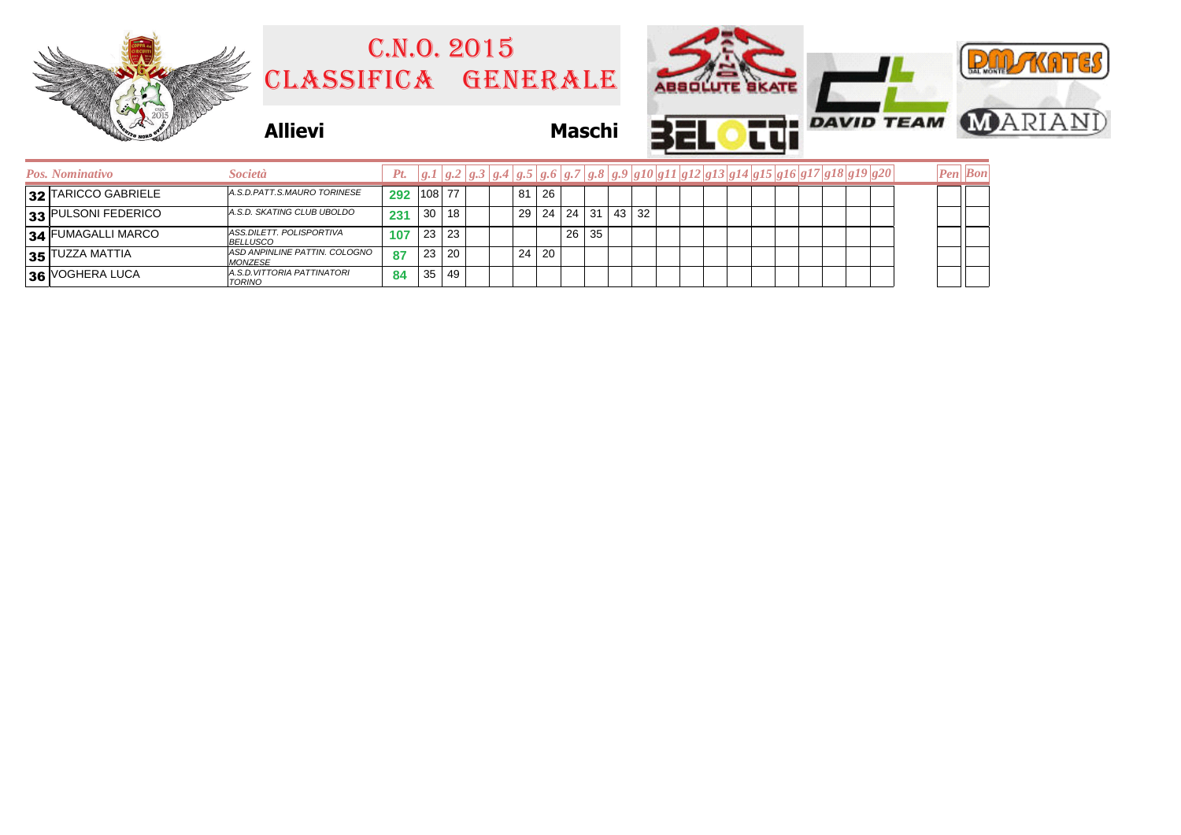# C.N.O. 2015
# CLASSIFICA GENERALE

**Allievi** **Maschi**

| Pos. | Nominativo | Società | Pt. | g.1 | g.2 | g.3 | g.4 | g.5 | g.6 | g.7 | g.8 | g.9 | g10 | g11 | g12 | g13 | g14 | g15 | g16 | g17 | g18 | g19 | g20 | Pen | Bon |
|---|---|---|---|---|---|---|---|---|---|---|---|---|---|---|---|---|---|---|---|---|---|---|---|---|---|
| 32 | TARICCO GABRIELE | A.S.D.PATT.S.MAURO TORINESE | 292 | 108 | 77 | | | 81 | 26 | | | | | | | | | | | | | | | | |
| 33 | PULSONI FEDERICO | A.S.D. SKATING CLUB UBOLDO | 231 | 30 | 18 | | | 29 | 24 | 24 | 31 | 43 | 32 | | | | | | | | | | | | |
| 34 | FUMAGALLI MARCO | ASS.DILETT. POLISPORTIVA BELLUSCO | 107 | 23 | 23 | | | | | 26 | 35 | | | | | | | | | | | | | | |
| 35 | TUZZA MATTIA | ASD ANPINLINE PATTIN. COLOGNO MONZESE | 87 | 23 | 20 | | | 24 | 20 | | | | | | | | | | | | | | | | |
| 36 | VOGHERA LUCA | A.S.D.VITTORIA PATTINATORI TORINO | 84 | 35 | 49 | | | | | | | | | | | | | | | | | | | | |